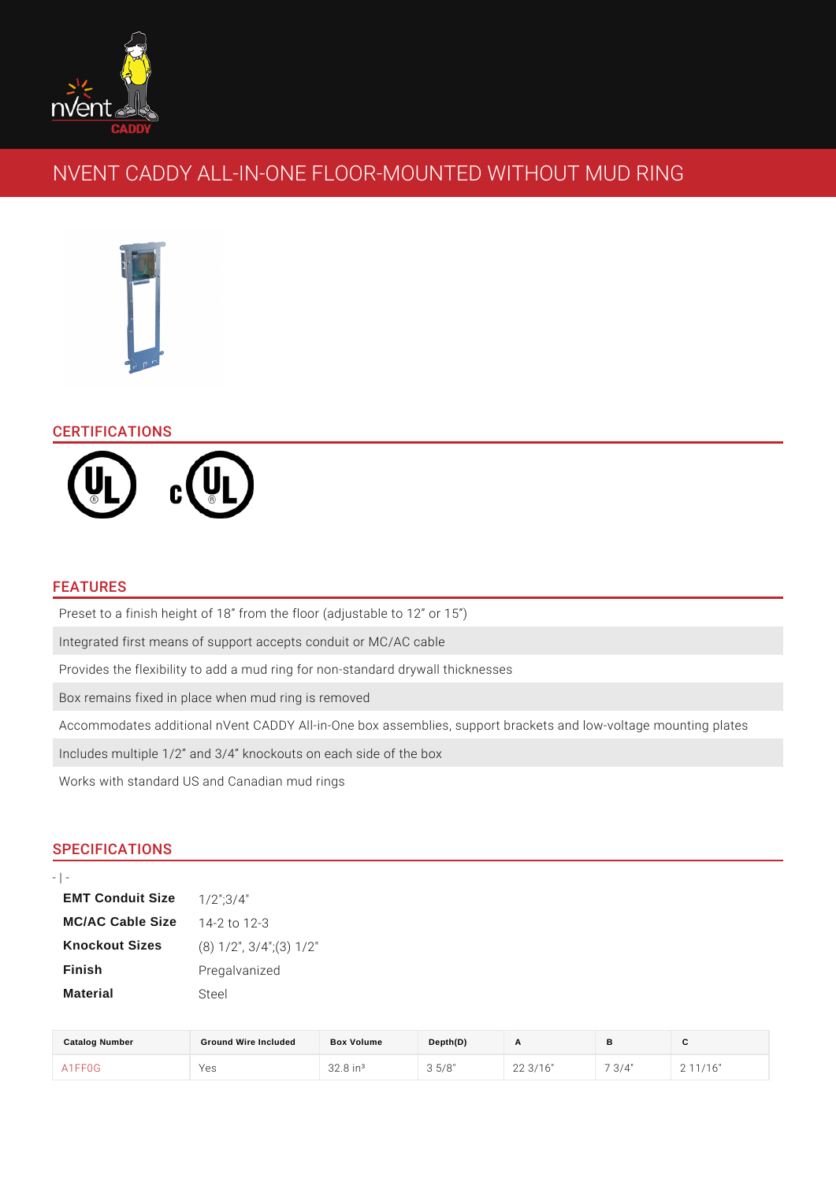# NVENT CADDY ALL-IN-ONE FLOOR-MOUNTED WITHOUT MUD RING

## CERTIFICATIONS

## FEATURES

- Preset to a finish height of 18” from the floor (adjustable to 12” or 15”)
- Integrated first means of support accepts conduit or MC/AC cable
- Provides the flexibility to add a mud ring for non-standard drywall thicknesses
- Box remains fixed in place when mud ring is removed
- Accommodates additional nVent CADDY All-in-One box assemblies, support brackets and low-voltage mounting plates
- Includes multiple 1/2” and 3/4” knockouts on each side of the box
- Works with standard US and Canadian mud rings

## SPECIFICATIONS

- | -

| | |
|---|---|
| **EMT Conduit Size** | 1/2";3/4" |
| **MC/AC Cable Size** | 14-2 to 12-3 |
| **Knockout Sizes** | (8) 1/2", 3/4";(3) 1/2" |
| **Finish** | Pregalvanized |
| **Material** | Steel |

| Catalog Number | Ground Wire Included | Box Volume | Depth(D) | A | B | C |
|---|---|---|---|---|---|---|
| A1FF0G | Yes | 32.8 in³ | 3 5/8" | 22 3/16" | 7 3/4" | 2 11/16" |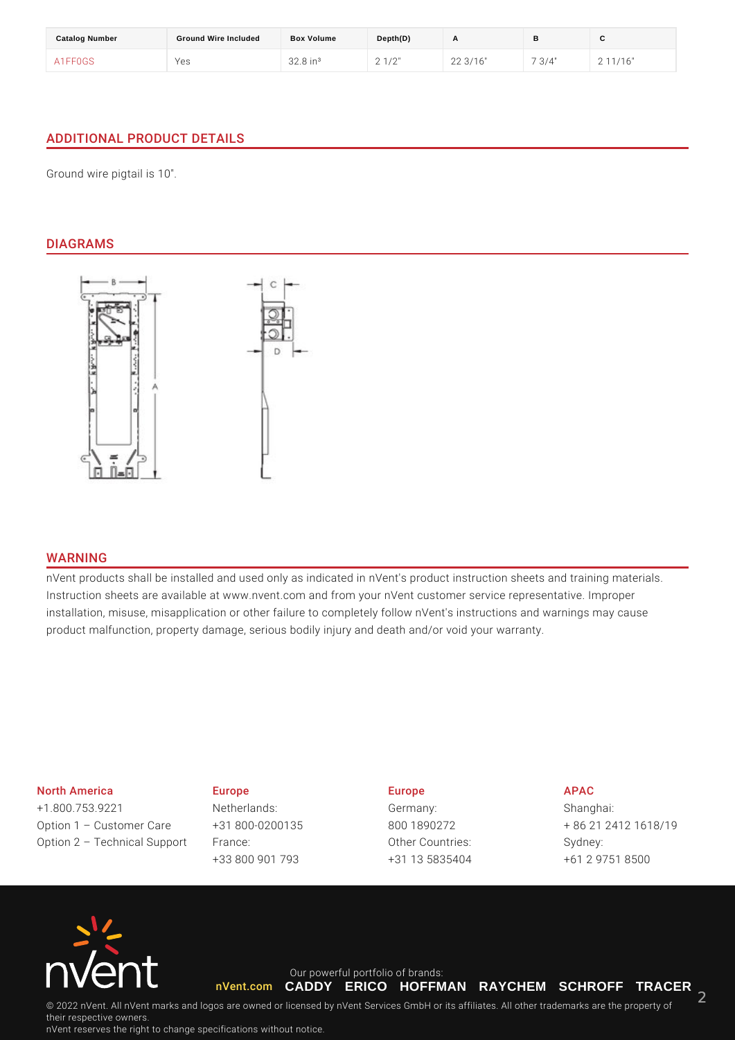| Catalog Number | Ground Wire Included | Box Volume | Depth(D) | A | B | C |
|---|---|---|---|---|---|---|
| A1FF0GS | Yes | 32.8 in³ | 2 1/2" | 22 3/16" | 7 3/4" | 2 11/16" |

## ADDITIONAL PRODUCT DETAILS

Ground wire pigtail is 10".

## DIAGRAMS

B

A

C

D

## WARNING

nVent products shall be installed and used only as indicated in nVent's product instruction sheets and training materials. Instruction sheets are available at www.nvent.com and from your nVent customer service representative. Improper installation, misuse, misapplication or other failure to completely follow nVent's instructions and warnings may cause product malfunction, property damage, serious bodily injury and death and/or void your warranty.

**North America**
+1.800.753.9221
Option 1 – Customer Care
Option 2 – Technical Support

**Europe**
Netherlands:
+31 800-0200135
France:
+33 800 901 793

**Europe**
Germany:
800 1890272
Other Countries:
+31 13 5835404

**APAC**
Shanghai:
+ 86 21 2412 1618/19
Sydney:
+61 2 9751 8500

nVent

Our powerful portfolio of brands:
nVent.com CADDY ERICO HOFFMAN RAYCHEM SCHROFF TRACER

© 2022 nVent. All nVent marks and logos are owned or licensed by nVent Services GmbH or its affiliates. All other trademarks are the property of their respective owners.
nVent reserves the right to change specifications without notice.